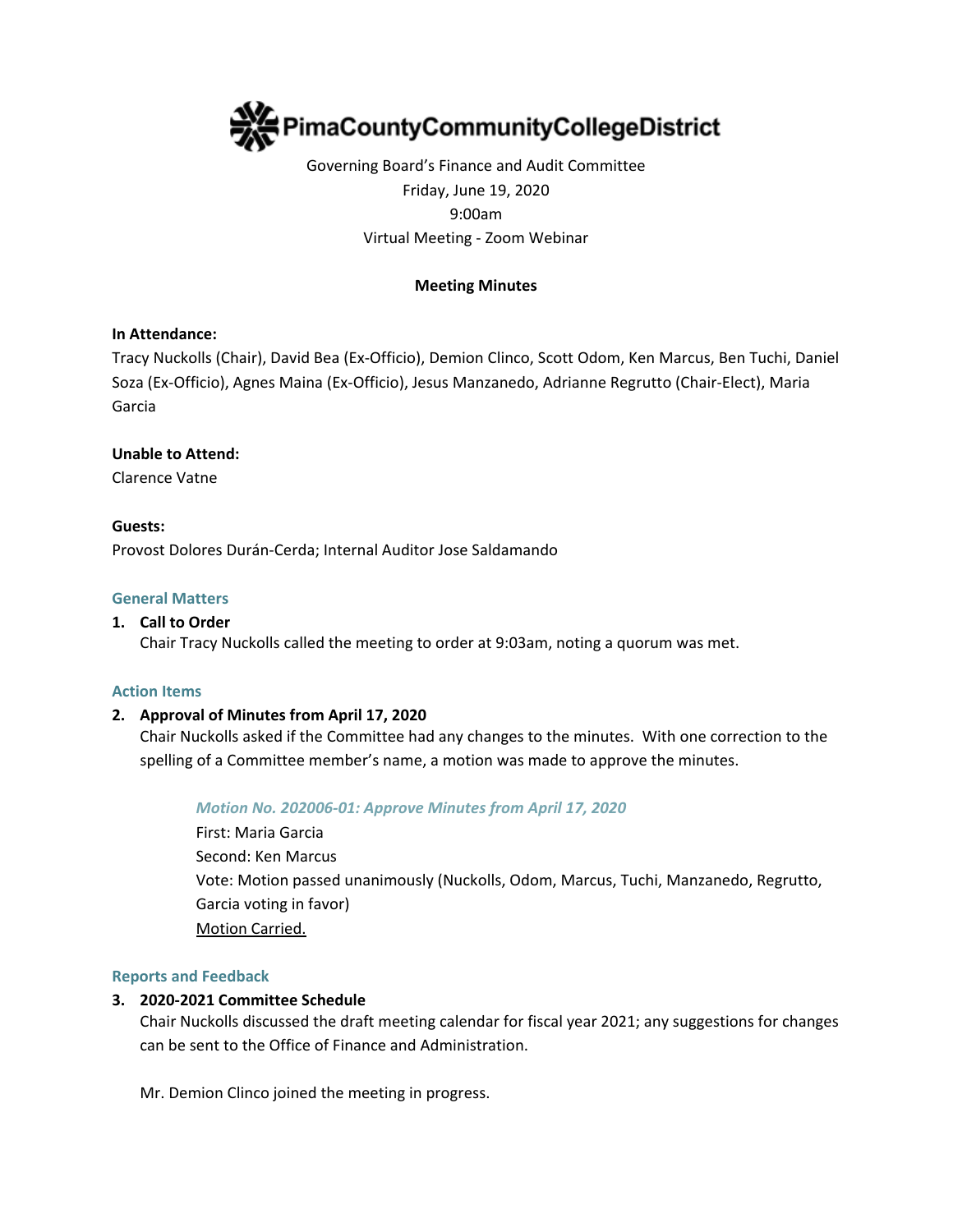# PimaCountyCommunityCollegeDistrict

Governing Board's Finance and Audit Committee
Friday, June 19, 2020
9:00am
Virtual Meeting - Zoom Webinar

**Meeting Minutes**

**In Attendance:**
Tracy Nuckolls (Chair), David Bea (Ex-Officio), Demion Clinco, Scott Odom, Ken Marcus, Ben Tuchi, Daniel Soza (Ex-Officio), Agnes Maina (Ex-Officio), Jesus Manzanedo, Adrianne Regrutto (Chair-Elect), Maria Garcia

**Unable to Attend:**
Clarence Vatne

**Guests:**
Provost Dolores Durán-Cerda; Internal Auditor Jose Saldamando

## General Matters

1. **Call to Order**
   Chair Tracy Nuckolls called the meeting to order at 9:03am, noting a quorum was met.

## Action Items

2. **Approval of Minutes from April 17, 2020**
   Chair Nuckolls asked if the Committee had any changes to the minutes. With one correction to the spelling of a Committee member's name, a motion was made to approve the minutes.

   *Motion No. 202006-01: Approve Minutes from April 17, 2020*
   First: Maria Garcia
   Second: Ken Marcus
   Vote: Motion passed unanimously (Nuckolls, Odom, Marcus, Tuchi, Manzanedo, Regrutto, Garcia voting in favor)
   Motion Carried.

## Reports and Feedback

3. **2020-2021 Committee Schedule**
   Chair Nuckolls discussed the draft meeting calendar for fiscal year 2021; any suggestions for changes can be sent to the Office of Finance and Administration.

   Mr. Demion Clinco joined the meeting in progress.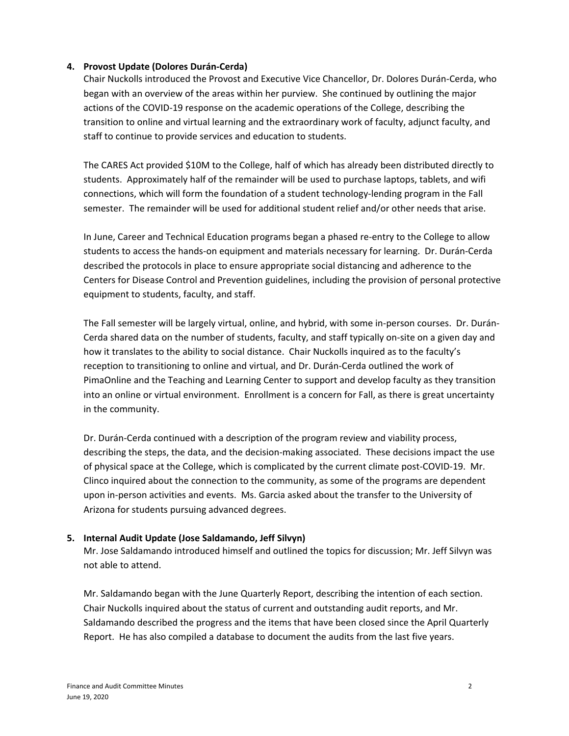**4. Provost Update (Dolores Durán-Cerda)**

Chair Nuckolls introduced the Provost and Executive Vice Chancellor, Dr. Dolores Durán-Cerda, who began with an overview of the areas within her purview. She continued by outlining the major actions of the COVID-19 response on the academic operations of the College, describing the transition to online and virtual learning and the extraordinary work of faculty, adjunct faculty, and staff to continue to provide services and education to students.

The CARES Act provided $10M to the College, half of which has already been distributed directly to students. Approximately half of the remainder will be used to purchase laptops, tablets, and wifi connections, which will form the foundation of a student technology-lending program in the Fall semester. The remainder will be used for additional student relief and/or other needs that arise.

In June, Career and Technical Education programs began a phased re-entry to the College to allow students to access the hands-on equipment and materials necessary for learning. Dr. Durán-Cerda described the protocols in place to ensure appropriate social distancing and adherence to the Centers for Disease Control and Prevention guidelines, including the provision of personal protective equipment to students, faculty, and staff.

The Fall semester will be largely virtual, online, and hybrid, with some in-person courses. Dr. Durán-Cerda shared data on the number of students, faculty, and staff typically on-site on a given day and how it translates to the ability to social distance. Chair Nuckolls inquired as to the faculty's reception to transitioning to online and virtual, and Dr. Durán-Cerda outlined the work of PimaOnline and the Teaching and Learning Center to support and develop faculty as they transition into an online or virtual environment. Enrollment is a concern for Fall, as there is great uncertainty in the community.

Dr. Durán-Cerda continued with a description of the program review and viability process, describing the steps, the data, and the decision-making associated. These decisions impact the use of physical space at the College, which is complicated by the current climate post-COVID-19. Mr. Clinco inquired about the connection to the community, as some of the programs are dependent upon in-person activities and events. Ms. Garcia asked about the transfer to the University of Arizona for students pursuing advanced degrees.

**5. Internal Audit Update (Jose Saldamando, Jeff Silvyn)**

Mr. Jose Saldamando introduced himself and outlined the topics for discussion; Mr. Jeff Silvyn was not able to attend.

Mr. Saldamando began with the June Quarterly Report, describing the intention of each section. Chair Nuckolls inquired about the status of current and outstanding audit reports, and Mr. Saldamando described the progress and the items that have been closed since the April Quarterly Report. He has also compiled a database to document the audits from the last five years.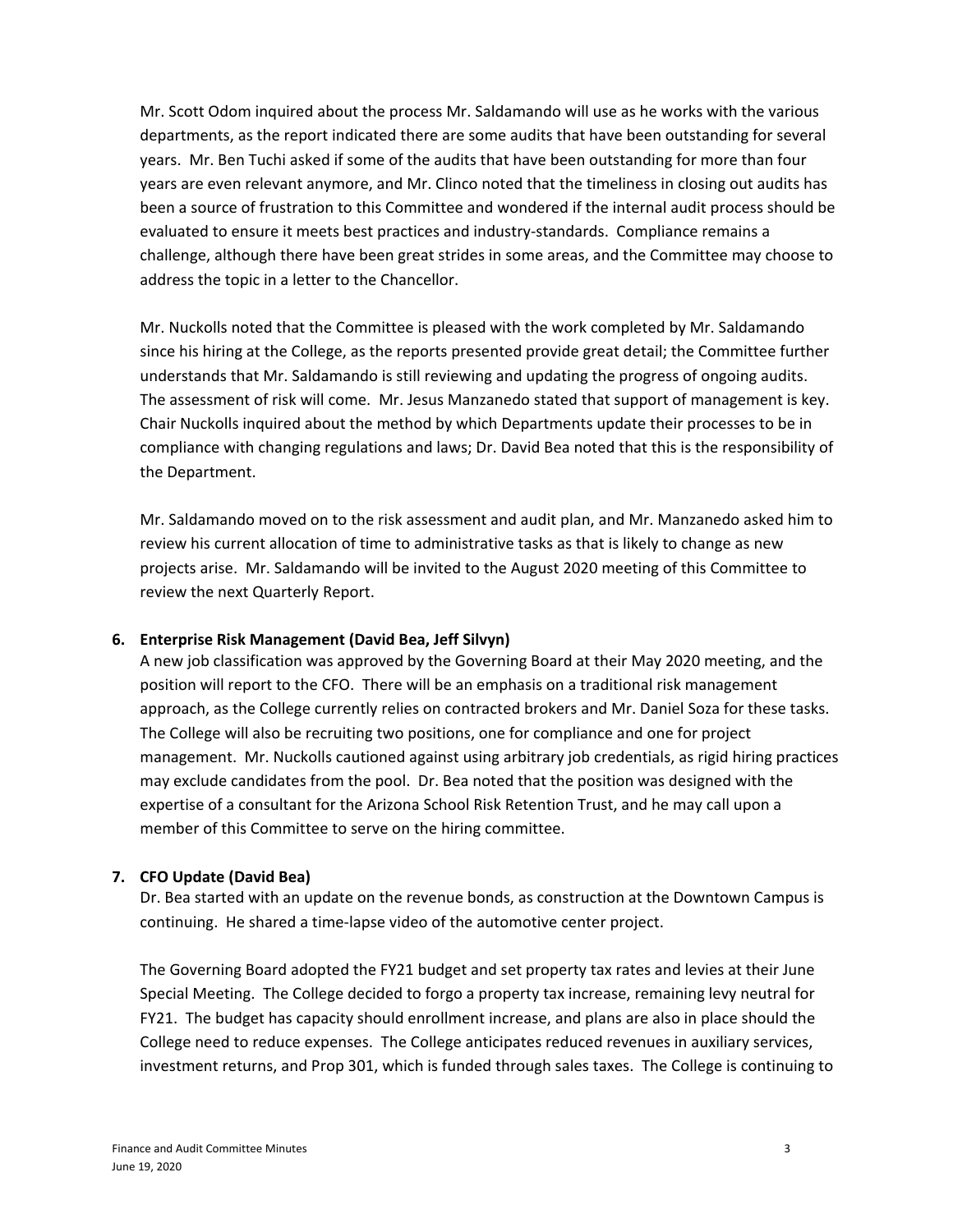Mr. Scott Odom inquired about the process Mr. Saldamando will use as he works with the various departments, as the report indicated there are some audits that have been outstanding for several years. Mr. Ben Tuchi asked if some of the audits that have been outstanding for more than four years are even relevant anymore, and Mr. Clinco noted that the timeliness in closing out audits has been a source of frustration to this Committee and wondered if the internal audit process should be evaluated to ensure it meets best practices and industry-standards. Compliance remains a challenge, although there have been great strides in some areas, and the Committee may choose to address the topic in a letter to the Chancellor.

Mr. Nuckolls noted that the Committee is pleased with the work completed by Mr. Saldamando since his hiring at the College, as the reports presented provide great detail; the Committee further understands that Mr. Saldamando is still reviewing and updating the progress of ongoing audits. The assessment of risk will come. Mr. Jesus Manzanedo stated that support of management is key. Chair Nuckolls inquired about the method by which Departments update their processes to be in compliance with changing regulations and laws; Dr. David Bea noted that this is the responsibility of the Department.

Mr. Saldamando moved on to the risk assessment and audit plan, and Mr. Manzanedo asked him to review his current allocation of time to administrative tasks as that is likely to change as new projects arise. Mr. Saldamando will be invited to the August 2020 meeting of this Committee to review the next Quarterly Report.

**6. Enterprise Risk Management (David Bea, Jeff Silvyn)**

A new job classification was approved by the Governing Board at their May 2020 meeting, and the position will report to the CFO. There will be an emphasis on a traditional risk management approach, as the College currently relies on contracted brokers and Mr. Daniel Soza for these tasks. The College will also be recruiting two positions, one for compliance and one for project management. Mr. Nuckolls cautioned against using arbitrary job credentials, as rigid hiring practices may exclude candidates from the pool. Dr. Bea noted that the position was designed with the expertise of a consultant for the Arizona School Risk Retention Trust, and he may call upon a member of this Committee to serve on the hiring committee.

**7. CFO Update (David Bea)**

Dr. Bea started with an update on the revenue bonds, as construction at the Downtown Campus is continuing. He shared a time-lapse video of the automotive center project.

The Governing Board adopted the FY21 budget and set property tax rates and levies at their June Special Meeting. The College decided to forgo a property tax increase, remaining levy neutral for FY21. The budget has capacity should enrollment increase, and plans are also in place should the College need to reduce expenses. The College anticipates reduced revenues in auxiliary services, investment returns, and Prop 301, which is funded through sales taxes. The College is continuing to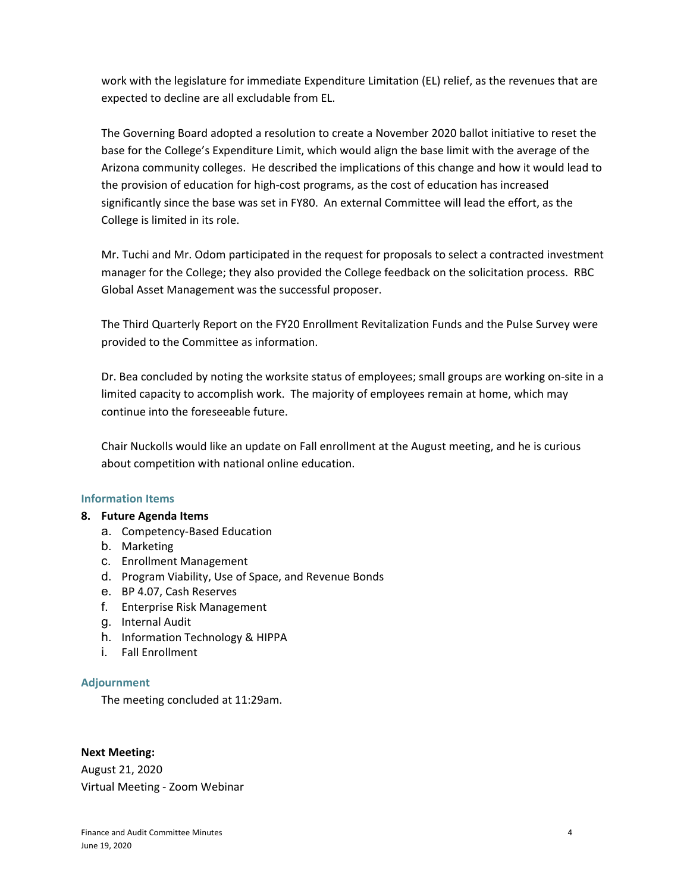work with the legislature for immediate Expenditure Limitation (EL) relief, as the revenues that are expected to decline are all excludable from EL.

The Governing Board adopted a resolution to create a November 2020 ballot initiative to reset the base for the College's Expenditure Limit, which would align the base limit with the average of the Arizona community colleges. He described the implications of this change and how it would lead to the provision of education for high-cost programs, as the cost of education has increased significantly since the base was set in FY80. An external Committee will lead the effort, as the College is limited in its role.

Mr. Tuchi and Mr. Odom participated in the request for proposals to select a contracted investment manager for the College; they also provided the College feedback on the solicitation process. RBC Global Asset Management was the successful proposer.

The Third Quarterly Report on the FY20 Enrollment Revitalization Funds and the Pulse Survey were provided to the Committee as information.

Dr. Bea concluded by noting the worksite status of employees; small groups are working on-site in a limited capacity to accomplish work. The majority of employees remain at home, which may continue into the foreseeable future.

Chair Nuckolls would like an update on Fall enrollment at the August meeting, and he is curious about competition with national online education.

### Information Items

**8. Future Agenda Items**

a. Competency-Based Education
b. Marketing
c. Enrollment Management
d. Program Viability, Use of Space, and Revenue Bonds
e. BP 4.07, Cash Reserves
f. Enterprise Risk Management
g. Internal Audit
h. Information Technology & HIPPA
i. Fall Enrollment

### Adjournment

The meeting concluded at 11:29am.

**Next Meeting:**
August 21, 2020
Virtual Meeting - Zoom Webinar